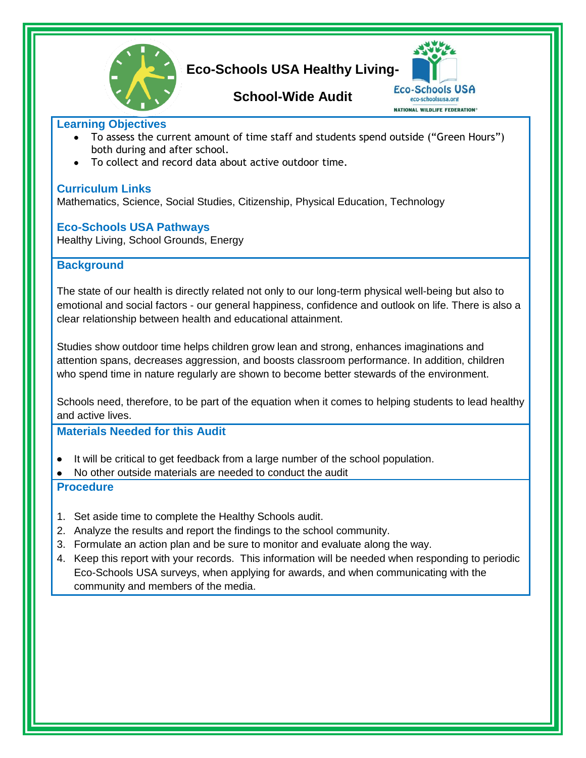# Eco-Schools USA Healthy Living- School-Wide Audit

Eco-Schools USA
eco-schoolsusa.org
NATIONAL WILDLIFE FEDERATION

## Learning Objectives

- To assess the current amount of time staff and students spend outside ("Green Hours") both during and after school.
- To collect and record data about active outdoor time.

## Curriculum Links

Mathematics, Science, Social Studies, Citizenship, Physical Education, Technology

## Eco-Schools USA Pathways

Healthy Living, School Grounds, Energy

## Background

The state of our health is directly related not only to our long-term physical well-being but also to emotional and social factors - our general happiness, confidence and outlook on life. There is also a clear relationship between health and educational attainment.

Studies show outdoor time helps children grow lean and strong, enhances imaginations and attention spans, decreases aggression, and boosts classroom performance. In addition, children who spend time in nature regularly are shown to become better stewards of the environment.

Schools need, therefore, to be part of the equation when it comes to helping students to lead healthy and active lives.

## Materials Needed for this Audit

- It will be critical to get feedback from a large number of the school population.
- No other outside materials are needed to conduct the audit

## Procedure

1. Set aside time to complete the Healthy Schools audit.
2. Analyze the results and report the findings to the school community.
3. Formulate an action plan and be sure to monitor and evaluate along the way.
4. Keep this report with your records. This information will be needed when responding to periodic Eco-Schools USA surveys, when applying for awards, and when communicating with the community and members of the media.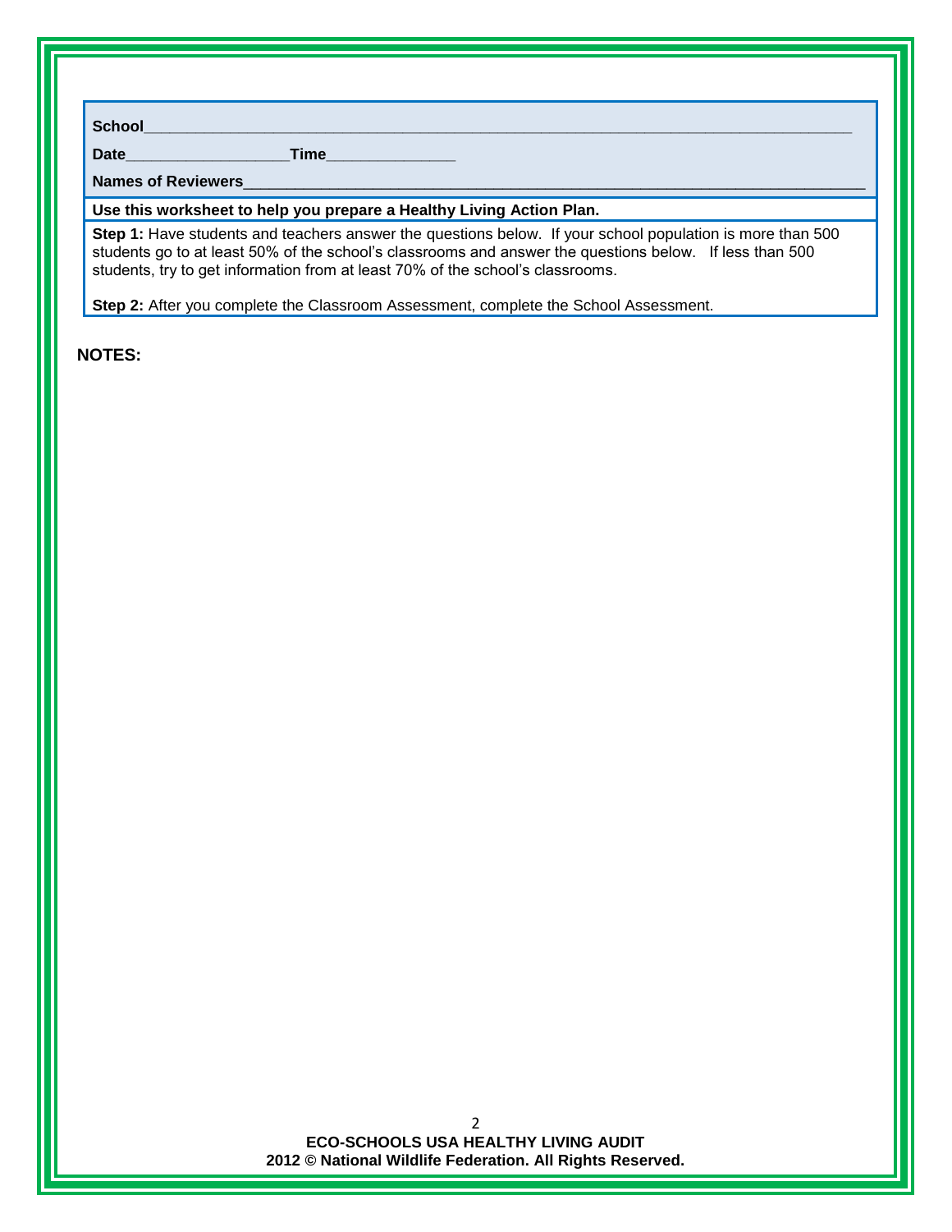**School**___________________________________________________________________________

**Date**__________________**Time**______________

**Names of Reviewers**_______________________________________________________________

**Use this worksheet to help you prepare a Healthy Living Action Plan.**

**Step 1:** Have students and teachers answer the questions below. If your school population is more than 500 students go to at least 50% of the school's classrooms and answer the questions below. If less than 500 students, try to get information from at least 70% of the school's classrooms.

**Step 2:** After you complete the Classroom Assessment, complete the School Assessment.

**NOTES:**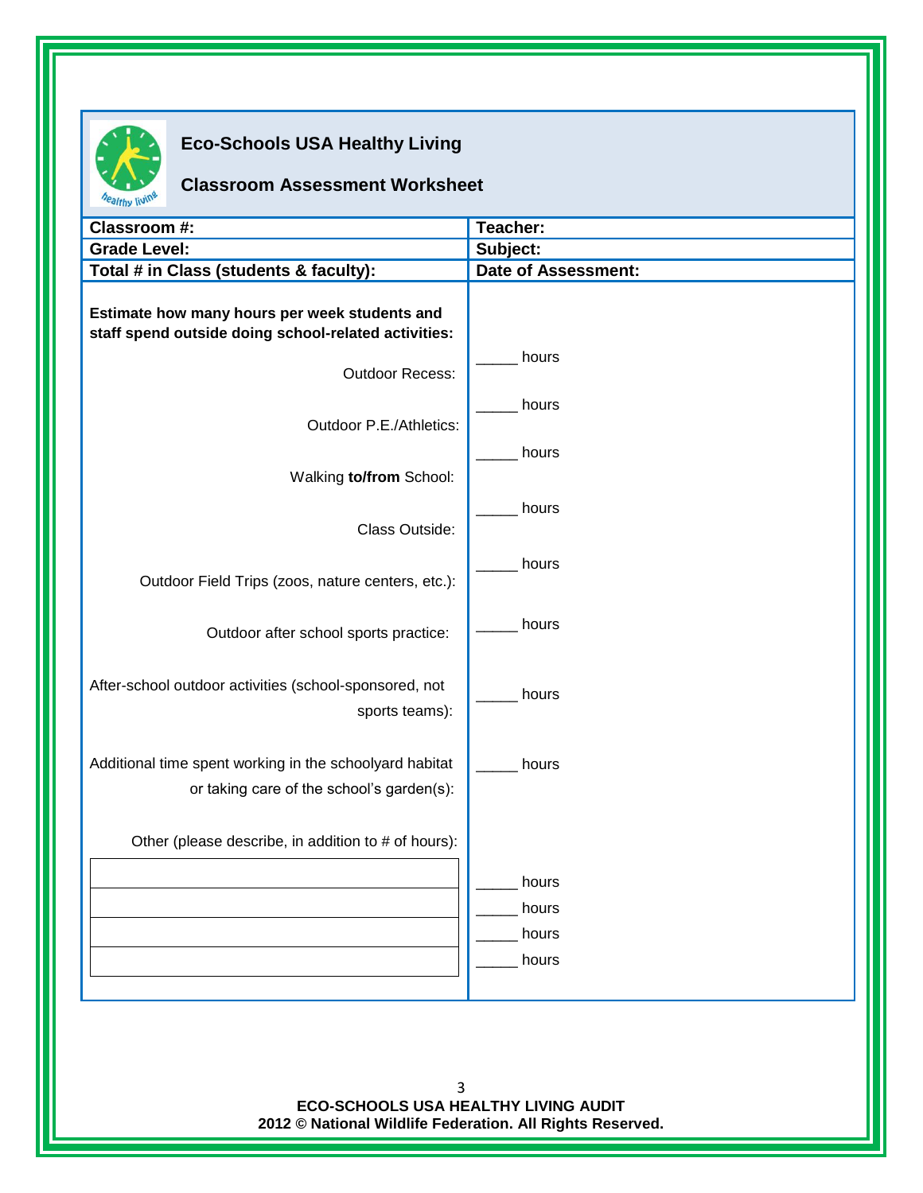# Eco-Schools USA Healthy Living

## Classroom Assessment Worksheet

| **Classroom #:** | **Teacher:** |
|---|---|
| **Grade Level:** | **Subject:** |
| **Total # in Class (students & faculty):** | **Date of Assessment:** |

**Estimate how many hours per week students and staff spend outside doing school-related activities:**

| Activity | Hours |
|---|---|
| Outdoor Recess: | _____ hours |
| Outdoor P.E./Athletics: | _____ hours |
| Walking **to/from** School: | _____ hours |
| Class Outside: | _____ hours |
| Outdoor Field Trips (zoos, nature centers, etc.): | _____ hours |
| Outdoor after school sports practice: | _____ hours |
| After-school outdoor activities (school-sponsored, not sports teams): | _____ hours |
| Additional time spent working in the schoolyard habitat or taking care of the school's garden(s): | _____ hours |

Other (please describe, in addition to # of hours):

| Description | Hours |
|---|---|
| | _____ hours |
| | _____ hours |
| | _____ hours |
| | _____ hours |

**ECO-SCHOOLS USA HEALTHY LIVING AUDIT**
**2012 © National Wildlife Federation. All Rights Reserved.**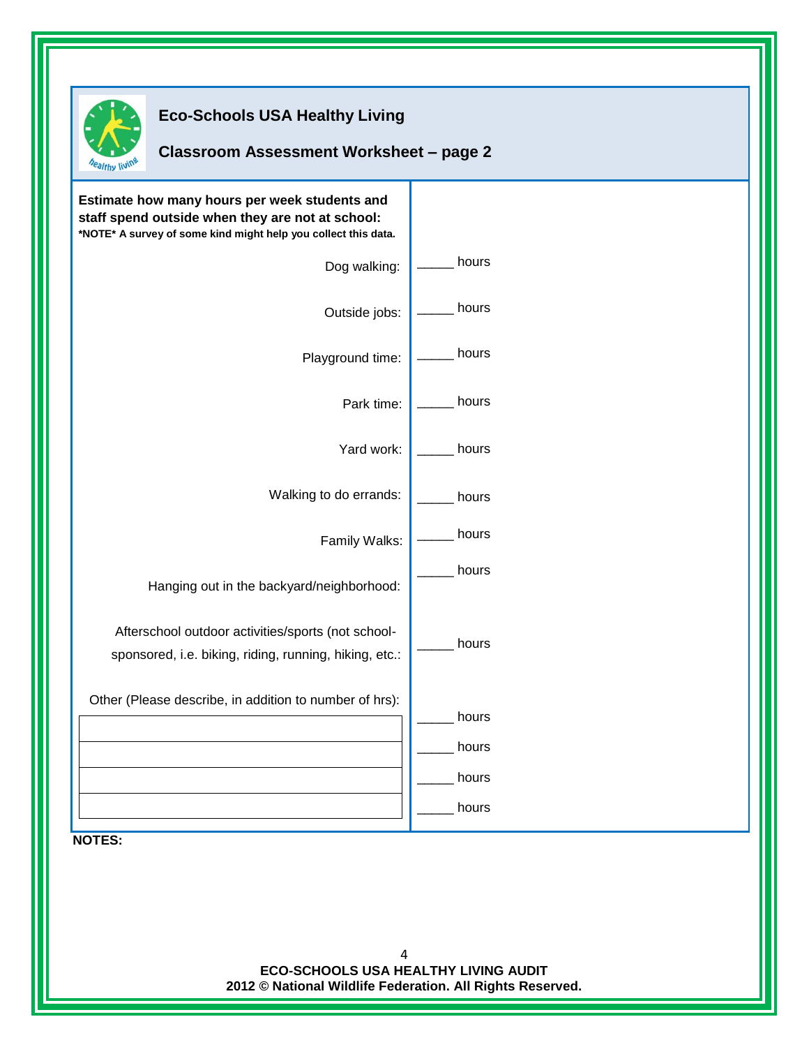## Eco-Schools USA Healthy Living

## Classroom Assessment Worksheet – page 2

| **Estimate how many hours per week students and staff spend outside when they are not at school:** **\*NOTE\* A survey of some kind might help you collect this data.** | |
|---|---|
| Dog walking: | _____ hours |
| Outside jobs: | _____ hours |
| Playground time: | _____ hours |
| Park time: | _____ hours |
| Yard work: | _____ hours |
| Walking to do errands: | _____ hours |
| Family Walks: | _____ hours |
| Hanging out in the backyard/neighborhood: | _____ hours |
| Afterschool outdoor activities/sports (not school-sponsored, i.e. biking, riding, running, hiking, etc.: | _____ hours |
| Other (Please describe, in addition to number of hrs): | |
| | _____ hours |
| | _____ hours |
| | _____ hours |
| | _____ hours |

**NOTES:**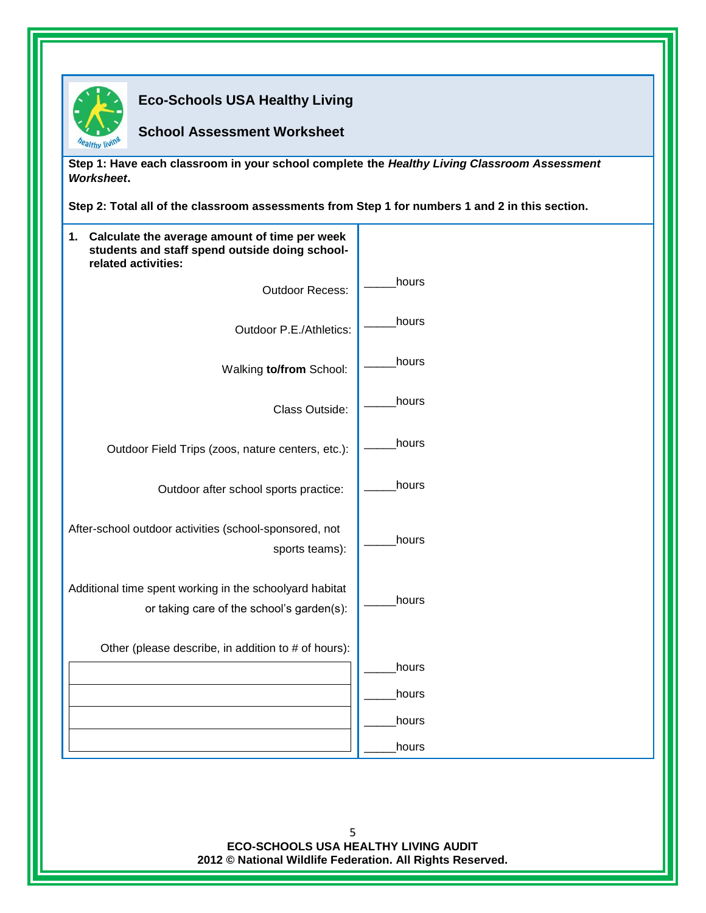## Eco-Schools USA Healthy Living

## School Assessment Worksheet

**Step 1: Have each classroom in your school complete the *Healthy Living Classroom Assessment Worksheet*.**

**Step 2: Total all of the classroom assessments from Step 1 for numbers 1 and 2 in this section.**

| **1. Calculate the average amount of time per week students and staff spend outside doing school-related activities:** | |
|---|---|
| Outdoor Recess: | _____hours |
| Outdoor P.E./Athletics: | _____hours |
| Walking **to/from** School: | _____hours |
| Class Outside: | _____hours |
| Outdoor Field Trips (zoos, nature centers, etc.): | _____hours |
| Outdoor after school sports practice: | _____hours |
| After-school outdoor activities (school-sponsored, not sports teams): | _____hours |
| Additional time spent working in the schoolyard habitat or taking care of the school's garden(s): | _____hours |
| Other (please describe, in addition to # of hours): | |
| | _____hours |
| | _____hours |
| | _____hours |
| | _____hours |

**ECO-SCHOOLS USA HEALTHY LIVING AUDIT**
**2012 © National Wildlife Federation. All Rights Reserved.**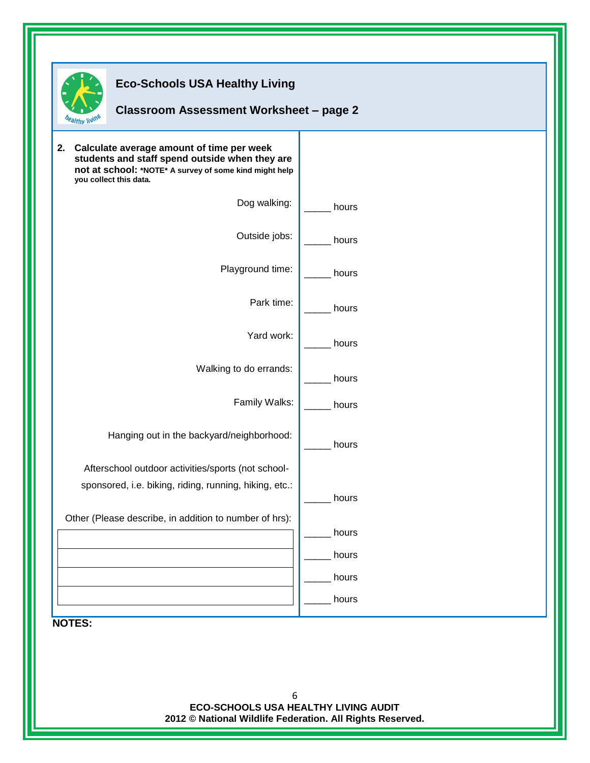# Eco-Schools USA Healthy Living

## Classroom Assessment Worksheet – page 2

| | |
|---|---|
| **2. Calculate average amount of time per week students and staff spend outside when they are not at school:** ***NOTE* A survey of some kind might help you collect this data.** | |
| Dog walking: | _____ hours |
| Outside jobs: | _____ hours |
| Playground time: | _____ hours |
| Park time: | _____ hours |
| Yard work: | _____ hours |
| Walking to do errands: | _____ hours |
| Family Walks: | _____ hours |
| Hanging out in the backyard/neighborhood: | _____ hours |
| Afterschool outdoor activities/sports (not school-sponsored, i.e. biking, riding, running, hiking, etc.: | _____ hours |
| Other (Please describe, in addition to number of hrs): | |
| | _____ hours |
| | _____ hours |
| | _____ hours |
| | _____ hours |

**NOTES:**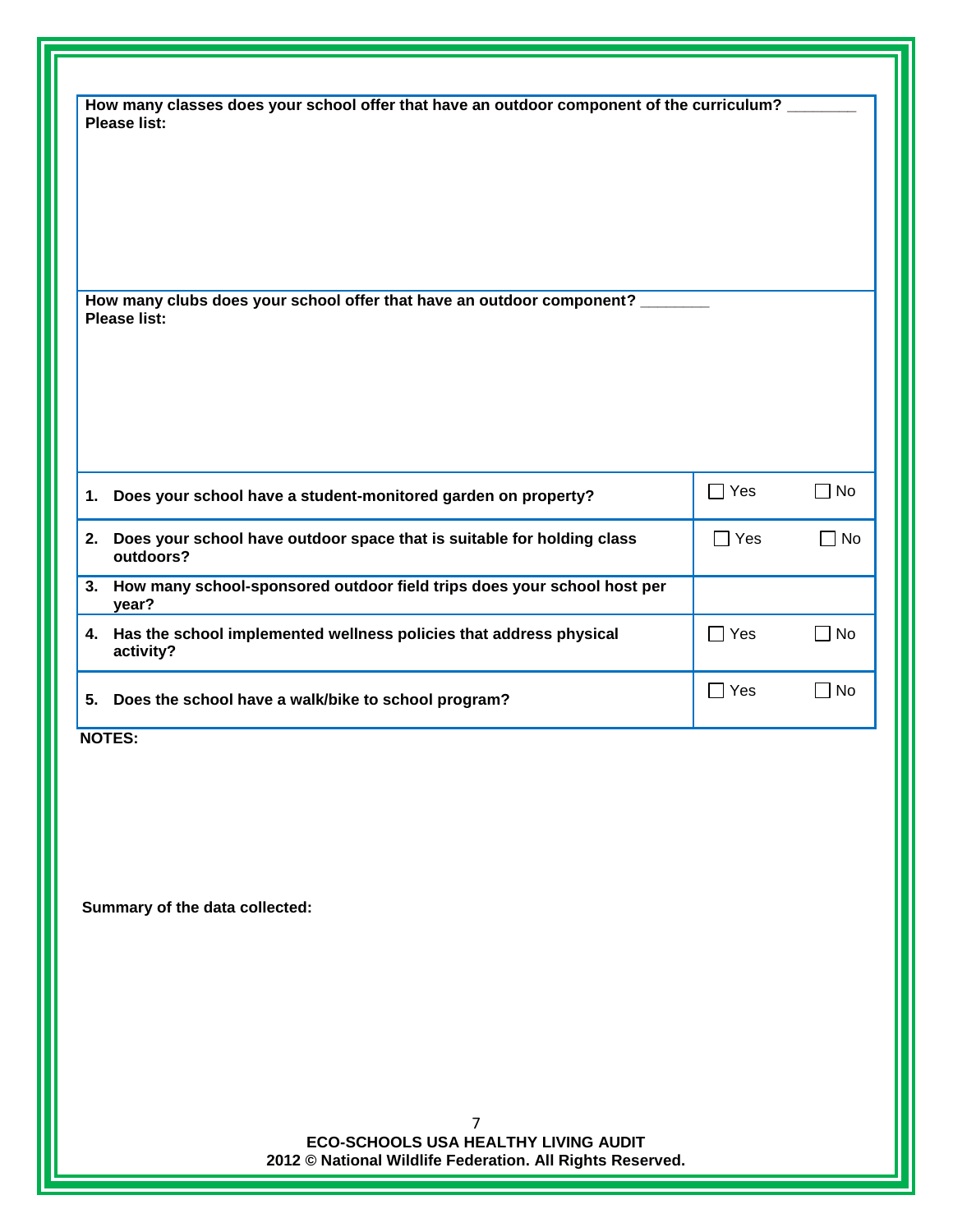**How many classes does your school offer that have an outdoor component of the curriculum? \_\_\_\_\_\_\_**
**Please list:**

**How many clubs does your school offer that have an outdoor component? \_\_\_\_\_\_\_**
**Please list:**

| | | |
|---|---|---|
| **1. Does your school have a student-monitored garden on property?** | ☐ Yes | ☐ No |
| **2. Does your school have outdoor space that is suitable for holding class outdoors?** | ☐ Yes | ☐ No |
| **3. How many school-sponsored outdoor field trips does your school host per year?** | | |
| **4. Has the school implemented wellness policies that address physical activity?** | ☐ Yes | ☐ No |
| **5. Does the school have a walk/bike to school program?** | ☐ Yes | ☐ No |

**NOTES:**

**Summary of the data collected:**

**ECO-SCHOOLS USA HEALTHY LIVING AUDIT**
**2012 © National Wildlife Federation. All Rights Reserved.**